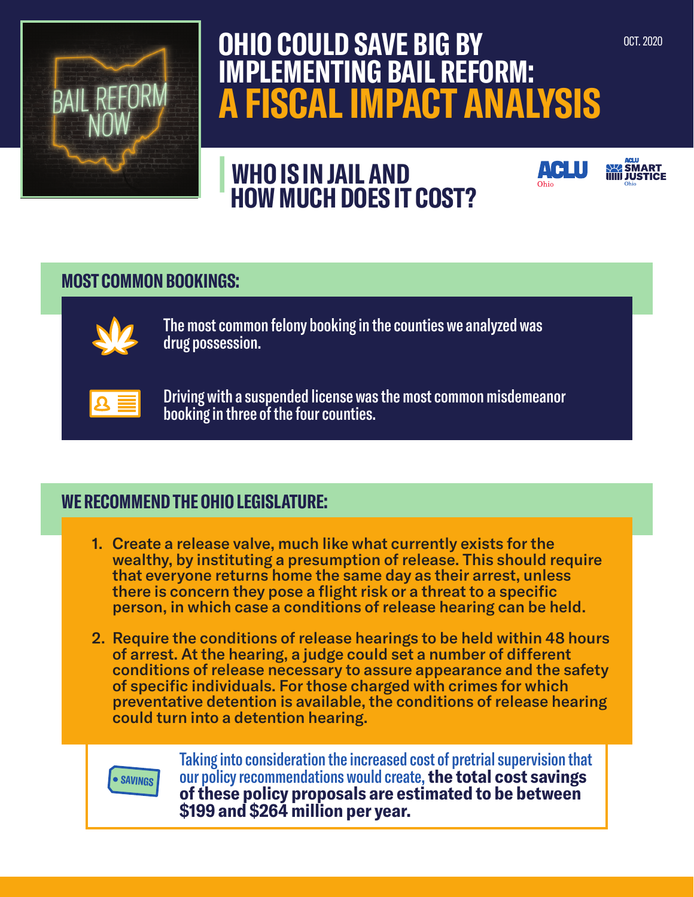# OHIO COULD SAVE BIG BY IMPLEMENTING BAIL REFORM: A FISCAL IMPACT ANALYSIS

OCT. 2020

## WHO IS IN JAIL AND HOW MUCH DOES IT COST?

### MOST COMMON BOOKINGS:

The most common felony booking in the counties we analyzed was drug possession.

Driving with a suspended license was the most common misdemeanor booking in three of the four counties.

### WE RECOMMEND THE OHIO LEGISLATURE:

1. **Create a release valve, much like what currently exists for the wealthy, by instituting a presumption of release. This should require that everyone returns home the same day as their arrest, unless there is concern they pose a flight risk or a threat to a specific person, in which case a conditions of release hearing can be held.**
2. **Require the conditions of release hearings to be held within 48 hours of arrest. At the hearing, a judge could set a number of different conditions of release necessary to assure appearance and the safety of specific individuals. For those charged with crimes for which preventative detention is available, the conditions of release hearing could turn into a detention hearing.**

SAVINGS

Taking into consideration the increased cost of pretrial supervision that our policy recommendations would create, **the total cost savings of these policy proposals are estimated to be between $199 and $264 million per year.**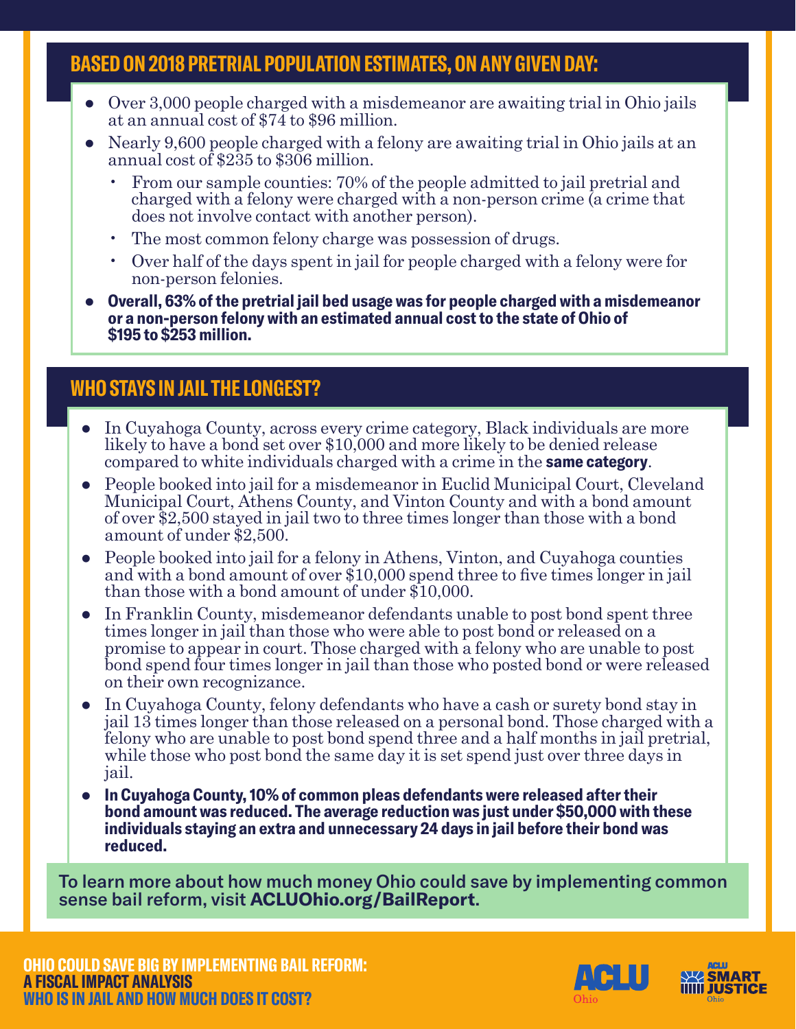## BASED ON 2018 PRETRIAL POPULATION ESTIMATES, ON ANY GIVEN DAY:

- Over 3,000 people charged with a misdemeanor are awaiting trial in Ohio jails at an annual cost of $74 to $96 million.
- Nearly 9,600 people charged with a felony are awaiting trial in Ohio jails at an annual cost of $235 to $306 million.
  - From our sample counties: 70% of the people admitted to jail pretrial and charged with a felony were charged with a non-person crime (a crime that does not involve contact with another person).
  - The most common felony charge was possession of drugs.
  - Over half of the days spent in jail for people charged with a felony were for non-person felonies.
- **Overall, 63% of the pretrial jail bed usage was for people charged with a misdemeanor or a non-person felony with an estimated annual cost to the state of Ohio of $195 to $253 million.**

## WHO STAYS IN JAIL THE LONGEST?

- In Cuyahoga County, across every crime category, Black individuals are more likely to have a bond set over $10,000 and more likely to be denied release compared to white individuals charged with a crime in the **same category**.
- People booked into jail for a misdemeanor in Euclid Municipal Court, Cleveland Municipal Court, Athens County, and Vinton County and with a bond amount of over $2,500 stayed in jail two to three times longer than those with a bond amount of under $2,500.
- People booked into jail for a felony in Athens, Vinton, and Cuyahoga counties and with a bond amount of over $10,000 spend three to five times longer in jail than those with a bond amount of under $10,000.
- In Franklin County, misdemeanor defendants unable to post bond spent three times longer in jail than those who were able to post bond or released on a promise to appear in court. Those charged with a felony who are unable to post bond spend four times longer in jail than those who posted bond or were released on their own recognizance.
- In Cuyahoga County, felony defendants who have a cash or surety bond stay in jail 13 times longer than those released on a personal bond. Those charged with a felony who are unable to post bond spend three and a half months in jail pretrial, while those who post bond the same day it is set spend just over three days in jail.
- **In Cuyahoga County, 10% of common pleas defendants were released after their bond amount was reduced. The average reduction was just under $50,000 with these individuals staying an extra and unnecessary 24 days in jail before their bond was reduced.**

To learn more about how much money Ohio could save by implementing common sense bail reform, visit **ACLUOhio.org/BailReport**.